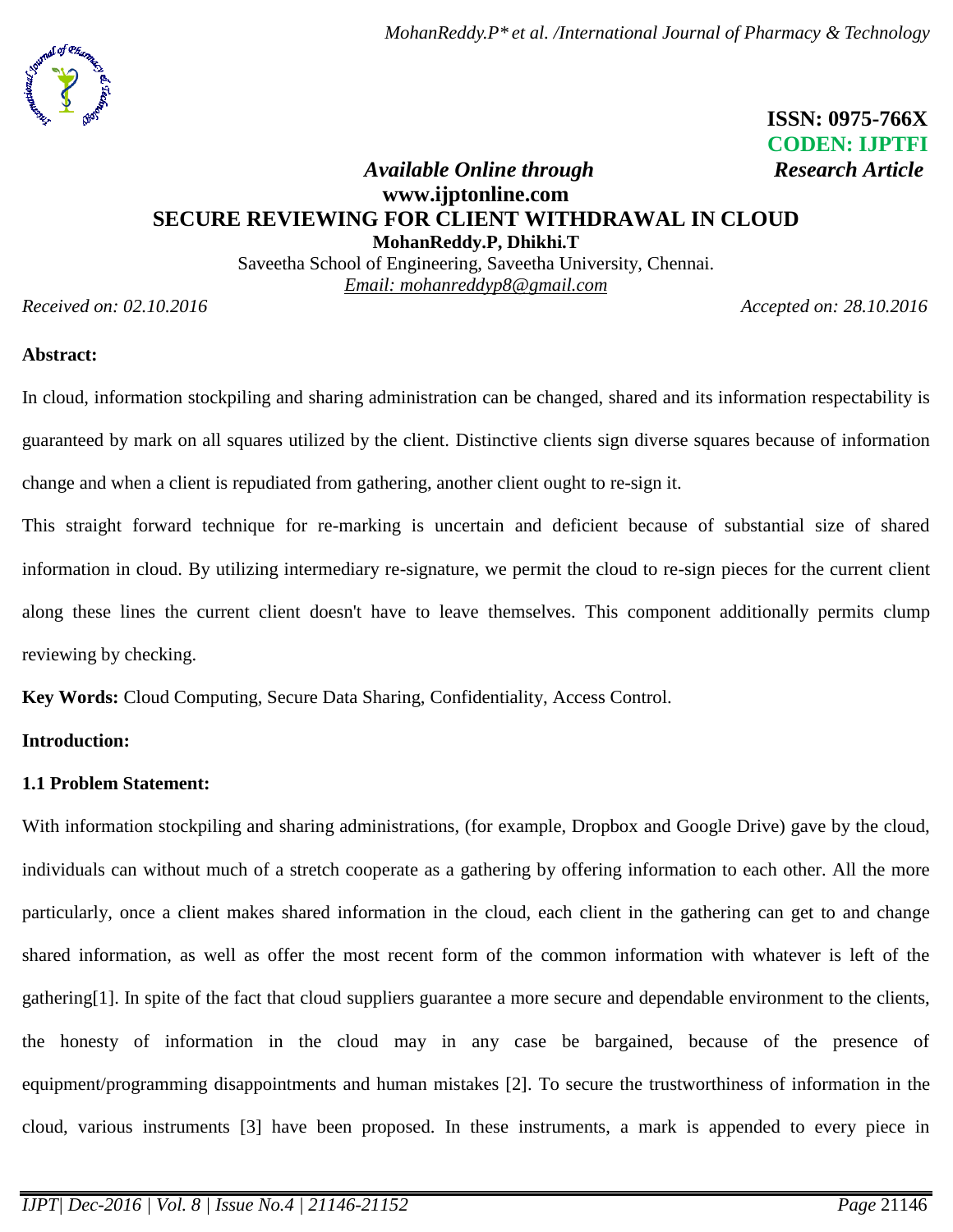ISSN: 0975-766X
CODEN: IJPTFI

*Available Online through* *Research Article*

**www.ijptonline.com**

# SECURE REVIEWING FOR CLIENT WITHDRAWAL IN CLOUD

**MohanReddy.P, Dhikhi.T**

Saveetha School of Engineering, Saveetha University, Chennai.

Email: mohanreddyp8@gmail.com

*Received on: 02.10.2016* *Accepted on: 28.10.2016*

**Abstract:**

In cloud, information stockpiling and sharing administration can be changed, shared and its information respectability is guaranteed by mark on all squares utilized by the client. Distinctive clients sign diverse squares because of information change and when a client is repudiated from gathering, another client ought to re-sign it.

This straight forward technique for re-marking is uncertain and deficient because of substantial size of shared information in cloud. By utilizing intermediary re-signature, we permit the cloud to re-sign pieces for the current client along these lines the current client doesn't have to leave themselves. This component additionally permits clump reviewing by checking.

**Key Words:** Cloud Computing, Secure Data Sharing, Confidentiality, Access Control.

## Introduction:

### 1.1 Problem Statement:

With information stockpiling and sharing administrations, (for example, Dropbox and Google Drive) gave by the cloud, individuals can without much of a stretch cooperate as a gathering by offering information to each other. All the more particularly, once a client makes shared information in the cloud, each client in the gathering can get to and change shared information, as well as offer the most recent form of the common information with whatever is left of the gathering[1]. In spite of the fact that cloud suppliers guarantee a more secure and dependable environment to the clients, the honesty of information in the cloud may in any case be bargained, because of the presence of equipment/programming disappointments and human mistakes [2]. To secure the trustworthiness of information in the cloud, various instruments [3] have been proposed. In these instruments, a mark is appended to every piece in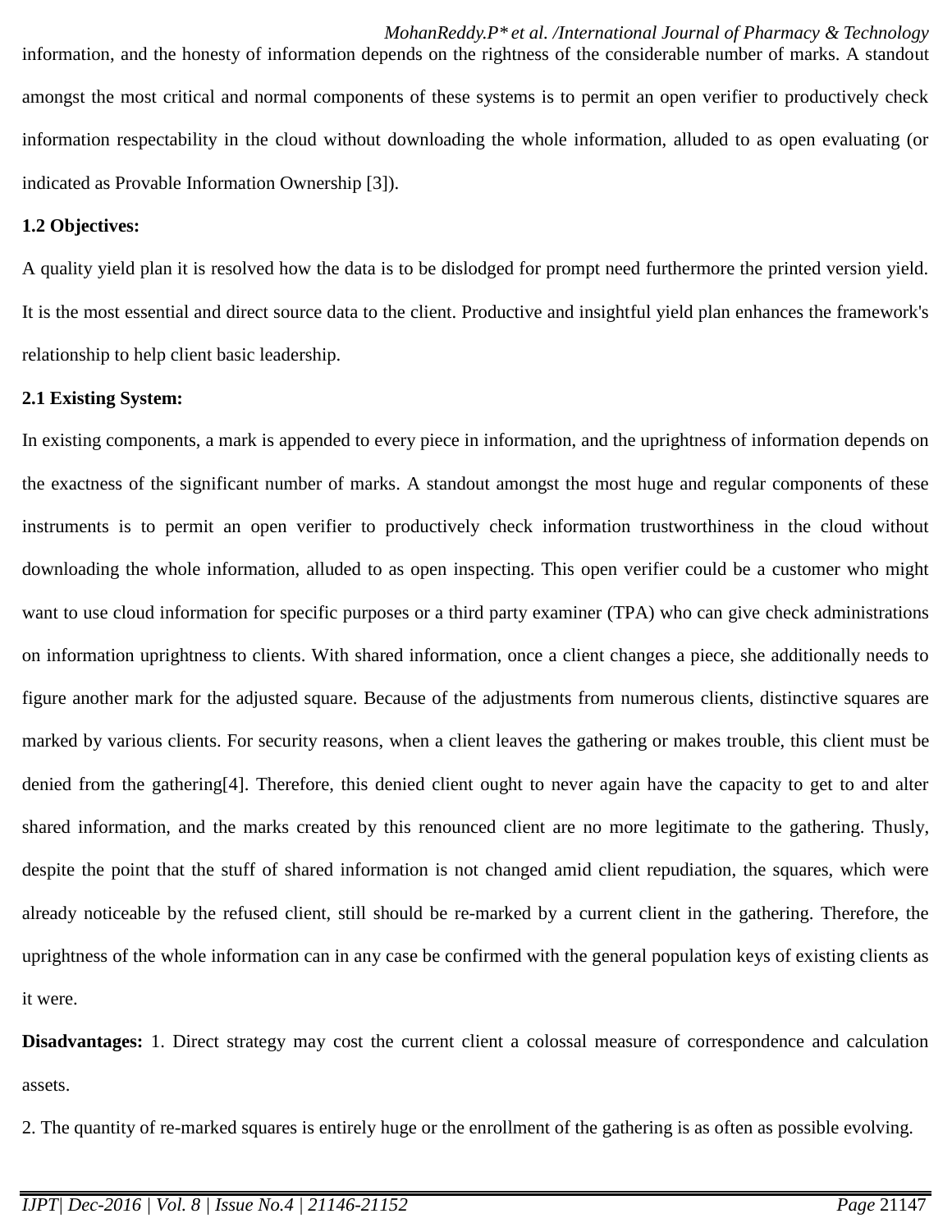information, and the honesty of information depends on the rightness of the considerable number of marks. A standout amongst the most critical and normal components of these systems is to permit an open verifier to productively check information respectability in the cloud without downloading the whole information, alluded to as open evaluating (or indicated as Provable Information Ownership [3]).

**1.2 Objectives:**

A quality yield plan it is resolved how the data is to be dislodged for prompt need furthermore the printed version yield. It is the most essential and direct source data to the client. Productive and insightful yield plan enhances the framework's relationship to help client basic leadership.

**2.1 Existing System:**

In existing components, a mark is appended to every piece in information, and the uprightness of information depends on the exactness of the significant number of marks. A standout amongst the most huge and regular components of these instruments is to permit an open verifier to productively check information trustworthiness in the cloud without downloading the whole information, alluded to as open inspecting. This open verifier could be a customer who might want to use cloud information for specific purposes or a third party examiner (TPA) who can give check administrations on information uprightness to clients. With shared information, once a client changes a piece, she additionally needs to figure another mark for the adjusted square. Because of the adjustments from numerous clients, distinctive squares are marked by various clients. For security reasons, when a client leaves the gathering or makes trouble, this client must be denied from the gathering[4]. Therefore, this denied client ought to never again have the capacity to get to and alter shared information, and the marks created by this renounced client are no more legitimate to the gathering. Thusly, despite the point that the stuff of shared information is not changed amid client repudiation, the squares, which were already noticeable by the refused client, still should be re-marked by a current client in the gathering. Therefore, the uprightness of the whole information can in any case be confirmed with the general population keys of existing clients as it were.

**Disadvantages:** 1. Direct strategy may cost the current client a colossal measure of correspondence and calculation assets.

2. The quantity of re-marked squares is entirely huge or the enrollment of the gathering is as often as possible evolving.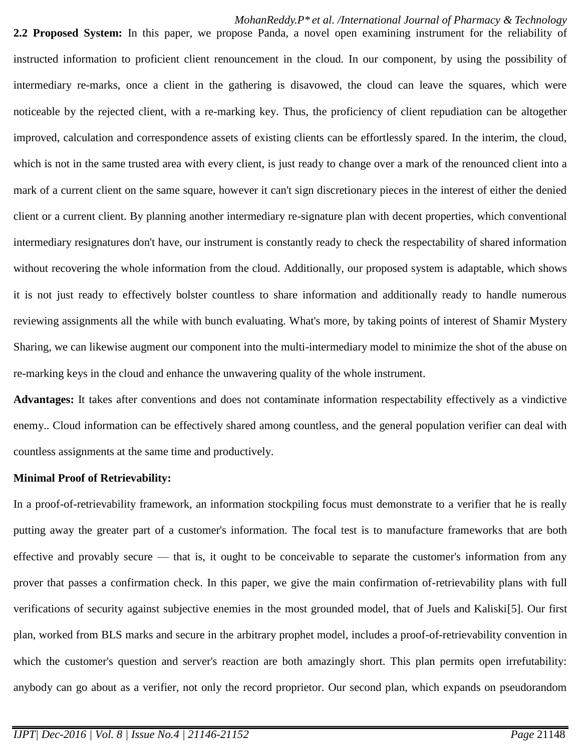**2.2 Proposed System:** In this paper, we propose Panda, a novel open examining instrument for the reliability of instructed information to proficient client renouncement in the cloud. In our component, by using the possibility of intermediary re-marks, once a client in the gathering is disavowed, the cloud can leave the squares, which were noticeable by the rejected client, with a re-marking key. Thus, the proficiency of client repudiation can be altogether improved, calculation and correspondence assets of existing clients can be effortlessly spared. In the interim, the cloud, which is not in the same trusted area with every client, is just ready to change over a mark of the renounced client into a mark of a current client on the same square, however it can't sign discretionary pieces in the interest of either the denied client or a current client. By planning another intermediary re-signature plan with decent properties, which conventional intermediary resignatures don't have, our instrument is constantly ready to check the respectability of shared information without recovering the whole information from the cloud. Additionally, our proposed system is adaptable, which shows it is not just ready to effectively bolster countless to share information and additionally ready to handle numerous reviewing assignments all the while with bunch evaluating. What's more, by taking points of interest of Shamir Mystery Sharing, we can likewise augment our component into the multi-intermediary model to minimize the shot of the abuse on re-marking keys in the cloud and enhance the unwavering quality of the whole instrument.

**Advantages:** It takes after conventions and does not contaminate information respectability effectively as a vindictive enemy.. Cloud information can be effectively shared among countless, and the general population verifier can deal with countless assignments at the same time and productively.

**Minimal Proof of Retrievability:**

In a proof-of-retrievability framework, an information stockpiling focus must demonstrate to a verifier that he is really putting away the greater part of a customer's information. The focal test is to manufacture frameworks that are both effective and provably secure — that is, it ought to be conceivable to separate the customer's information from any prover that passes a confirmation check. In this paper, we give the main confirmation of-retrievability plans with full verifications of security against subjective enemies in the most grounded model, that of Juels and Kaliski[5]. Our first plan, worked from BLS marks and secure in the arbitrary prophet model, includes a proof-of-retrievability convention in which the customer's question and server's reaction are both amazingly short. This plan permits open irrefutability: anybody can go about as a verifier, not only the record proprietor. Our second plan, which expands on pseudorandom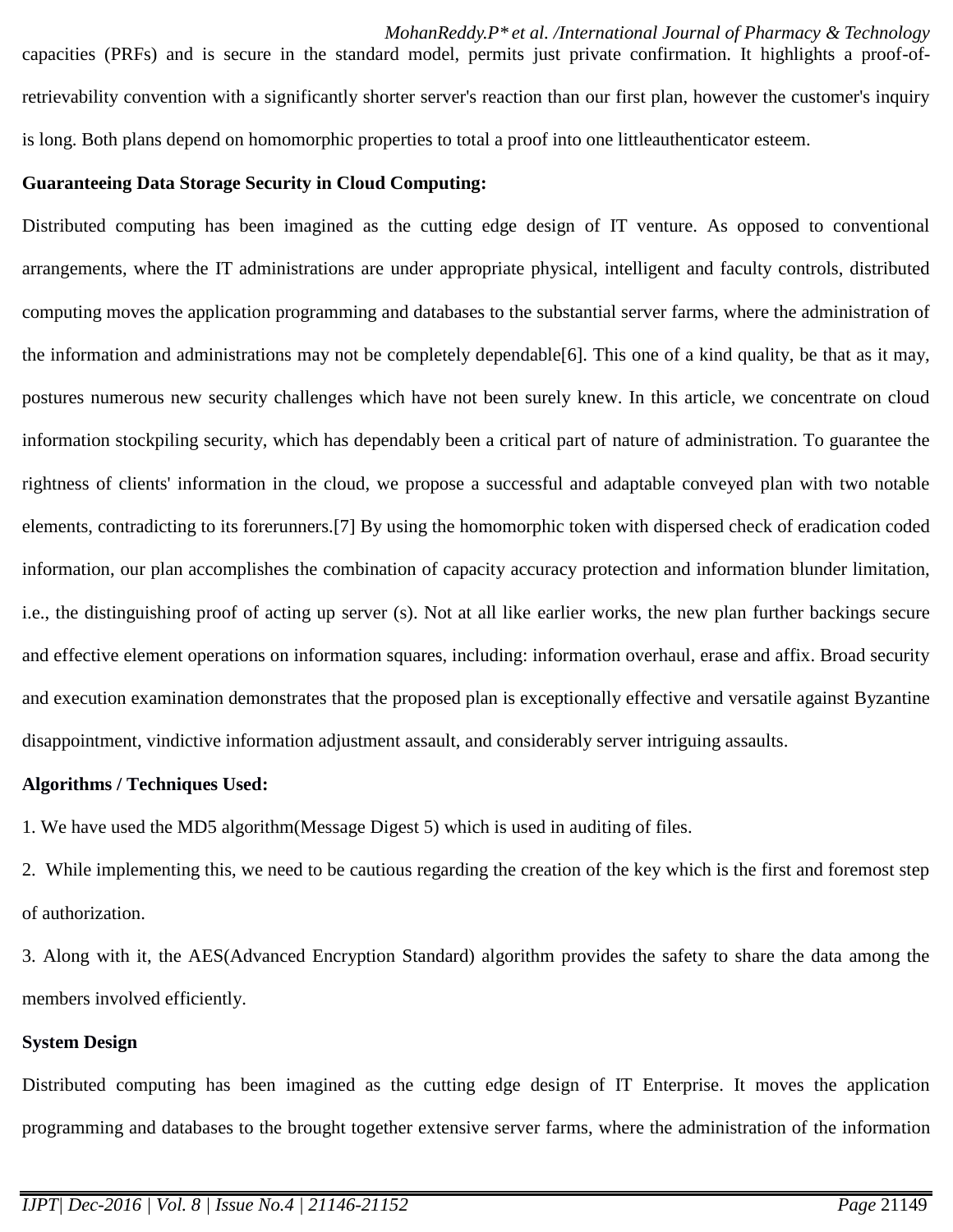capacities (PRFs) and is secure in the standard model, permits just private confirmation. It highlights a proof-of-retrievability convention with a significantly shorter server's reaction than our first plan, however the customer's inquiry is long. Both plans depend on homomorphic properties to total a proof into one littleauthenticator esteem.

**Guaranteeing Data Storage Security in Cloud Computing:**

Distributed computing has been imagined as the cutting edge design of IT venture. As opposed to conventional arrangements, where the IT administrations are under appropriate physical, intelligent and faculty controls, distributed computing moves the application programming and databases to the substantial server farms, where the administration of the information and administrations may not be completely dependable[6]. This one of a kind quality, be that as it may, postures numerous new security challenges which have not been surely knew. In this article, we concentrate on cloud information stockpiling security, which has dependably been a critical part of nature of administration. To guarantee the rightness of clients' information in the cloud, we propose a successful and adaptable conveyed plan with two notable elements, contradicting to its forerunners.[7] By using the homomorphic token with dispersed check of eradication coded information, our plan accomplishes the combination of capacity accuracy protection and information blunder limitation, i.e., the distinguishing proof of acting up server (s). Not at all like earlier works, the new plan further backings secure and effective element operations on information squares, including: information overhaul, erase and affix. Broad security and execution examination demonstrates that the proposed plan is exceptionally effective and versatile against Byzantine disappointment, vindictive information adjustment assault, and considerably server intriguing assaults.

**Algorithms / Techniques Used:**

1. We have used the MD5 algorithm(Message Digest 5) which is used in auditing of files.
2. While implementing this, we need to be cautious regarding the creation of the key which is the first and foremost step of authorization.
3. Along with it, the AES(Advanced Encryption Standard) algorithm provides the safety to share the data among the members involved efficiently.

**System Design**

Distributed computing has been imagined as the cutting edge design of IT Enterprise. It moves the application programming and databases to the brought together extensive server farms, where the administration of the information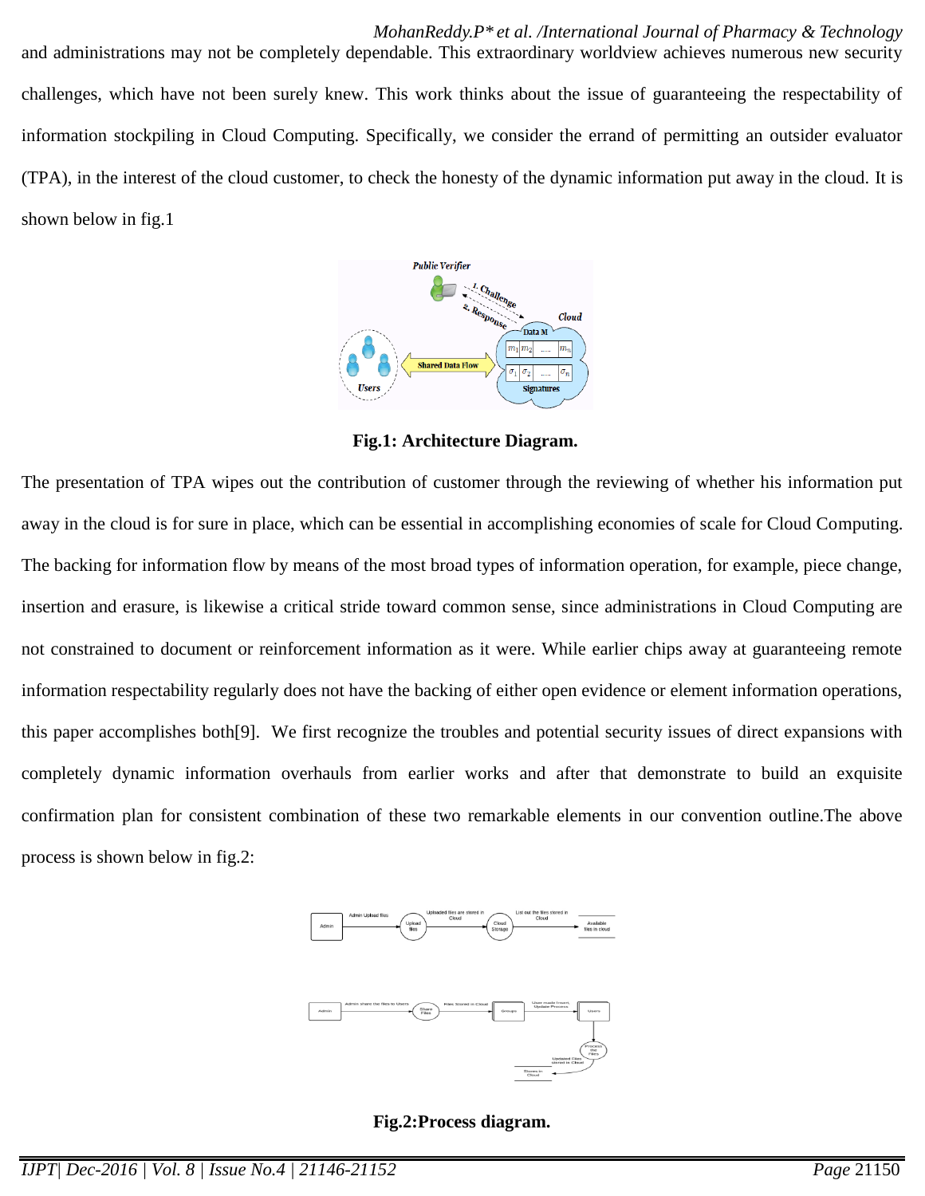and administrations may not be completely dependable. This extraordinary worldview achieves numerous new security challenges, which have not been surely knew. This work thinks about the issue of guaranteeing the respectability of information stockpiling in Cloud Computing. Specifically, we consider the errand of permitting an outsider evaluator (TPA), in the interest of the cloud customer, to check the honesty of the dynamic information put away in the cloud. It is shown below in fig.1

**Fig.1: Architecture Diagram.**

The presentation of TPA wipes out the contribution of customer through the reviewing of whether his information put away in the cloud is for sure in place, which can be essential in accomplishing economies of scale for Cloud Computing. The backing for information flow by means of the most broad types of information operation, for example, piece change, insertion and erasure, is likewise a critical stride toward common sense, since administrations in Cloud Computing are not constrained to document or reinforcement information as it were. While earlier chips away at guaranteeing remote information respectability regularly does not have the backing of either open evidence or element information operations, this paper accomplishes both[9]. We first recognize the troubles and potential security issues of direct expansions with completely dynamic information overhauls from earlier works and after that demonstrate to build an exquisite confirmation plan for consistent combination of these two remarkable elements in our convention outline.The above process is shown below in fig.2:

**Fig.2:Process diagram.**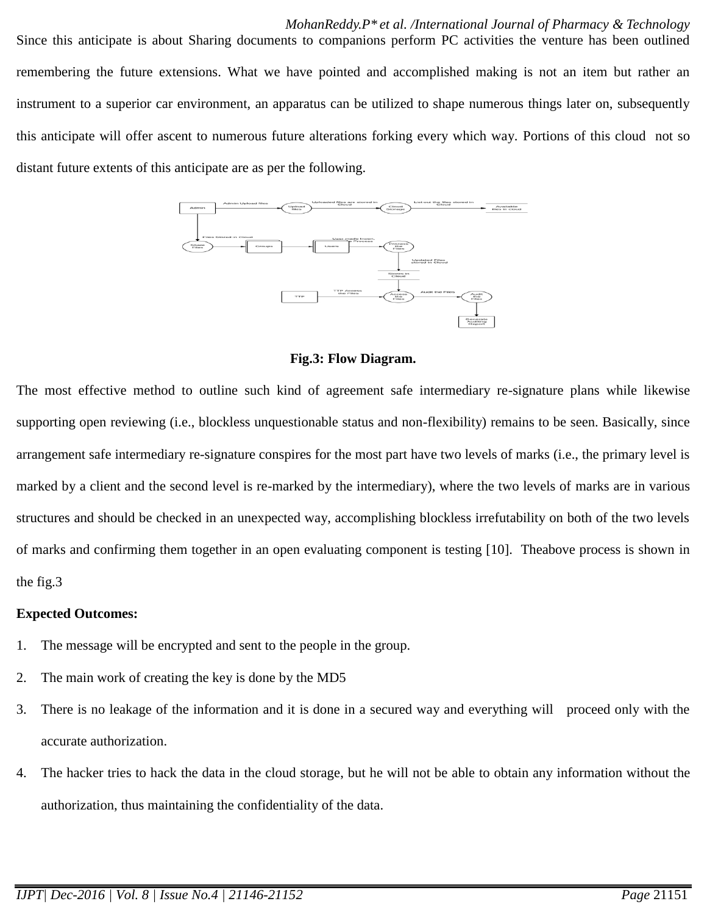Since this anticipate is about Sharing documents to companions perform PC activities the venture has been outlined remembering the future extensions. What we have pointed and accomplished making is not an item but rather an instrument to a superior car environment, an apparatus can be utilized to shape numerous things later on, subsequently this anticipate will offer ascent to numerous future alterations forking every which way. Portions of this cloud not so distant future extents of this anticipate are as per the following.

**Fig.3: Flow Diagram.**

The most effective method to outline such kind of agreement safe intermediary re-signature plans while likewise supporting open reviewing (i.e., blockless unquestionable status and non-flexibility) remains to be seen. Basically, since arrangement safe intermediary re-signature conspires for the most part have two levels of marks (i.e., the primary level is marked by a client and the second level is re-marked by the intermediary), where the two levels of marks are in various structures and should be checked in an unexpected way, accomplishing blockless irrefutability on both of the two levels of marks and confirming them together in an open evaluating component is testing [10]. Theabove process is shown in the fig.3

**Expected Outcomes:**

1. The message will be encrypted and sent to the people in the group.
2. The main work of creating the key is done by the MD5
3. There is no leakage of the information and it is done in a secured way and everything will proceed only with the accurate authorization.
4. The hacker tries to hack the data in the cloud storage, but he will not be able to obtain any information without the authorization, thus maintaining the confidentiality of the data.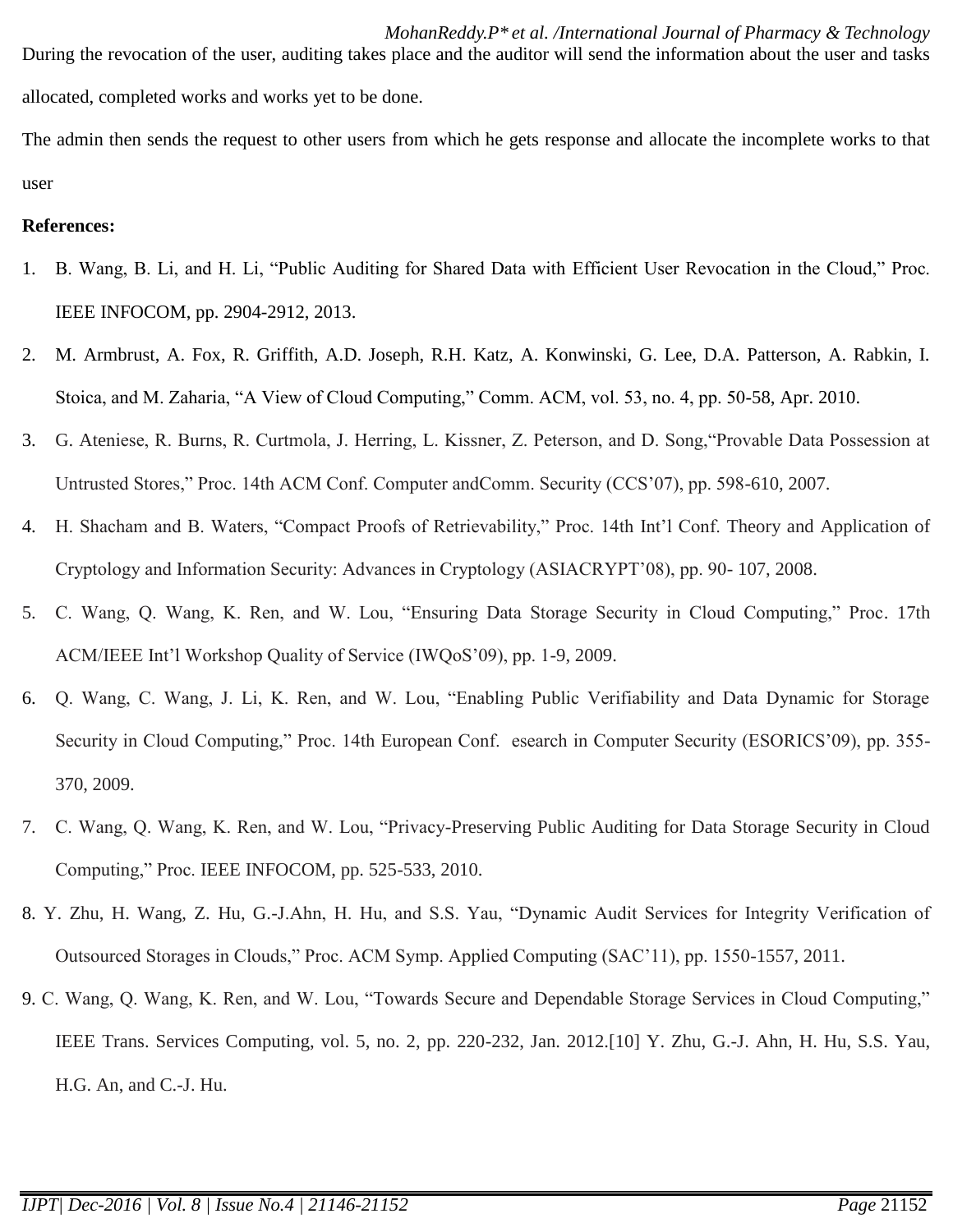During the revocation of the user, auditing takes place and the auditor will send the information about the user and tasks allocated, completed works and works yet to be done.

The admin then sends the request to other users from which he gets response and allocate the incomplete works to that user

**References:**

1. B. Wang, B. Li, and H. Li, "Public Auditing for Shared Data with Efficient User Revocation in the Cloud," Proc. IEEE INFOCOM, pp. 2904-2912, 2013.
2. M. Armbrust, A. Fox, R. Griffith, A.D. Joseph, R.H. Katz, A. Konwinski, G. Lee, D.A. Patterson, A. Rabkin, I. Stoica, and M. Zaharia, "A View of Cloud Computing," Comm. ACM, vol. 53, no. 4, pp. 50-58, Apr. 2010.
3. G. Ateniese, R. Burns, R. Curtmola, J. Herring, L. Kissner, Z. Peterson, and D. Song,"Provable Data Possession at Untrusted Stores," Proc. 14th ACM Conf. Computer andComm. Security (CCS'07), pp. 598-610, 2007.
4. H. Shacham and B. Waters, "Compact Proofs of Retrievability," Proc. 14th Int'l Conf. Theory and Application of Cryptology and Information Security: Advances in Cryptology (ASIACRYPT'08), pp. 90- 107, 2008.
5. C. Wang, Q. Wang, K. Ren, and W. Lou, "Ensuring Data Storage Security in Cloud Computing," Proc. 17th ACM/IEEE Int'l Workshop Quality of Service (IWQoS'09), pp. 1-9, 2009.
6. Q. Wang, C. Wang, J. Li, K. Ren, and W. Lou, "Enabling Public Verifiability and Data Dynamic for Storage Security in Cloud Computing," Proc. 14th European Conf. esearch in Computer Security (ESORICS'09), pp. 355-370, 2009.
7. C. Wang, Q. Wang, K. Ren, and W. Lou, "Privacy-Preserving Public Auditing for Data Storage Security in Cloud Computing," Proc. IEEE INFOCOM, pp. 525-533, 2010.
8. Y. Zhu, H. Wang, Z. Hu, G.-J.Ahn, H. Hu, and S.S. Yau, "Dynamic Audit Services for Integrity Verification of Outsourced Storages in Clouds," Proc. ACM Symp. Applied Computing (SAC'11), pp. 1550-1557, 2011.
9. C. Wang, Q. Wang, K. Ren, and W. Lou, "Towards Secure and Dependable Storage Services in Cloud Computing," IEEE Trans. Services Computing, vol. 5, no. 2, pp. 220-232, Jan. 2012.[10] Y. Zhu, G.-J. Ahn, H. Hu, S.S. Yau, H.G. An, and C.-J. Hu.